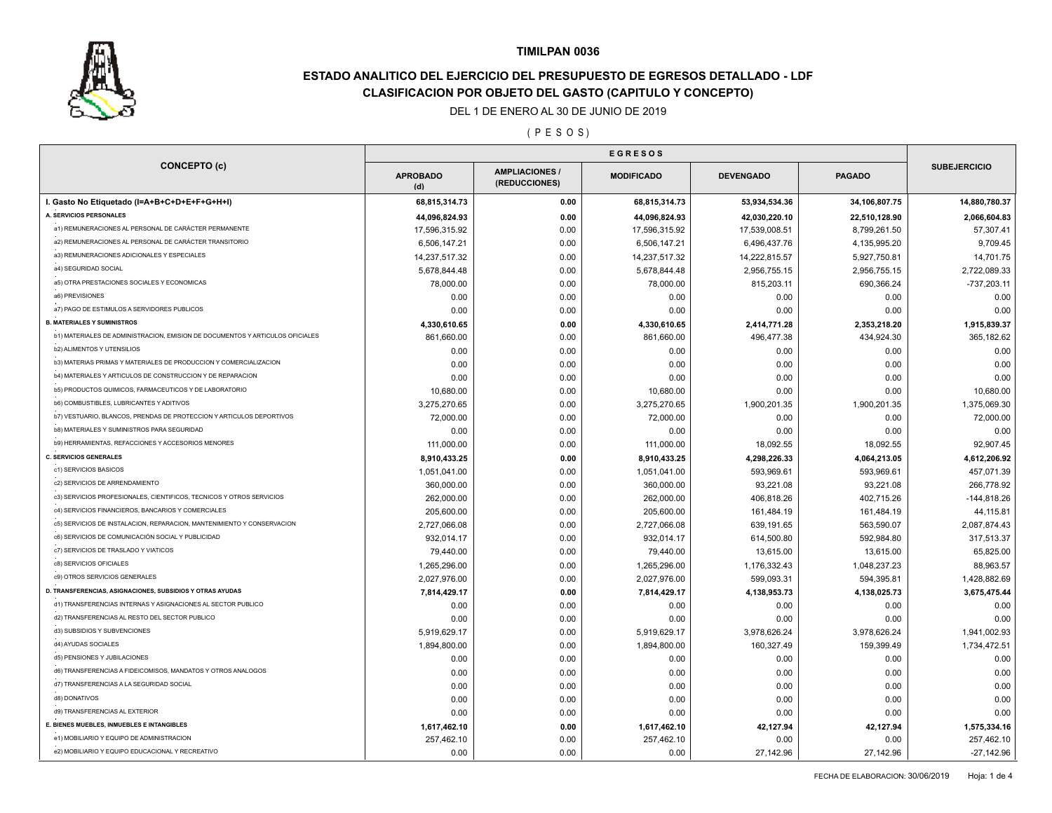# TIMILPAN 0036

## ESTADO ANALITICO DEL EJERCICIO DEL PRESUPUESTO DE EGRESOS DETALLADO - LDF

## CLASIFICACION POR OBJETO DEL GASTO (CAPITULO Y CONCEPTO)

DEL 1 DE ENERO AL 30 DE JUNIO DE 2019

( P E S O S )

| CONCEPTO (c) | EGRESOS | | | | | SUBEJERCICIO |
|---|---|---|---|---|---|---|
| | APROBADO (d) | AMPLIACIONES / (REDUCCIONES) | MODIFICADO | DEVENGADO | PAGADO | |
| **I. Gasto No Etiquetado (I=A+B+C+D+E+F+G+H+I)** | **68,815,314.73** | **0.00** | **68,815,314.73** | **53,934,534.36** | **34,106,807.75** | **14,880,780.37** |
| **A. SERVICIOS PERSONALES** | **44,096,824.93** | **0.00** | **44,096,824.93** | **42,030,220.10** | **22,510,128.90** | **2,066,604.83** |
| a1) REMUNERACIONES AL PERSONAL DE CARÁCTER PERMANENTE | 17,596,315.92 | 0.00 | 17,596,315.92 | 17,539,008.51 | 8,799,261.50 | 57,307.41 |
| a2) REMUNERACIONES AL PERSONAL DE CARÁCTER TRANSITORIO | 6,506,147.21 | 0.00 | 6,506,147.21 | 6,496,437.76 | 4,135,995.20 | 9,709.45 |
| a3) REMUNERACIONES ADICIONALES Y ESPECIALES | 14,237,517.32 | 0.00 | 14,237,517.32 | 14,222,815.57 | 5,927,750.81 | 14,701.75 |
| a4) SEGURIDAD SOCIAL | 5,678,844.48 | 0.00 | 5,678,844.48 | 2,956,755.15 | 2,956,755.15 | 2,722,089.33 |
| a5) OTRA PRESTACIONES SOCIALES Y ECONOMICAS | 78,000.00 | 0.00 | 78,000.00 | 815,203.11 | 690,366.24 | -737,203.11 |
| a6) PREVISIONES | 0.00 | 0.00 | 0.00 | 0.00 | 0.00 | 0.00 |
| a7) PAGO DE ESTIMULOS A SERVIDORES PUBLICOS | 0.00 | 0.00 | 0.00 | 0.00 | 0.00 | 0.00 |
| **B. MATERIALES Y SUMINISTROS** | **4,330,610.65** | **0.00** | **4,330,610.65** | **2,414,771.28** | **2,353,218.20** | **1,915,839.37** |
| b1) MATERIALES DE ADMINISTRACION, EMISION DE DOCUMENTOS Y ARTICULOS OFICIALES | 861,660.00 | 0.00 | 861,660.00 | 496,477.38 | 434,924.30 | 365,182.62 |
| b2) ALIMENTOS Y UTENSILIOS | 0.00 | 0.00 | 0.00 | 0.00 | 0.00 | 0.00 |
| b3) MATERIAS PRIMAS Y MATERIALES DE PRODUCCION Y COMERCIALIZACION | 0.00 | 0.00 | 0.00 | 0.00 | 0.00 | 0.00 |
| b4) MATERIALES Y ARTICULOS DE CONSTRUCCION Y DE REPARACION | 0.00 | 0.00 | 0.00 | 0.00 | 0.00 | 0.00 |
| b5) PRODUCTOS QUIMICOS, FARMACEUTICOS Y DE LABORATORIO | 10,680.00 | 0.00 | 10,680.00 | 0.00 | 0.00 | 10,680.00 |
| b6) COMBUSTIBLES, LUBRICANTES Y ADITIVOS | 3,275,270.65 | 0.00 | 3,275,270.65 | 1,900,201.35 | 1,900,201.35 | 1,375,069.30 |
| b7) VESTUARIO, BLANCOS, PRENDAS DE PROTECCION Y ARTICULOS DEPORTIVOS | 72,000.00 | 0.00 | 72,000.00 | 0.00 | 0.00 | 72,000.00 |
| b8) MATERIALES Y SUMINISTROS PARA SEGURIDAD | 0.00 | 0.00 | 0.00 | 0.00 | 0.00 | 0.00 |
| b9) HERRAMIENTAS, REFACCIONES Y ACCESORIOS MENORES | 111,000.00 | 0.00 | 111,000.00 | 18,092.55 | 18,092.55 | 92,907.45 |
| **C. SERVICIOS GENERALES** | **8,910,433.25** | **0.00** | **8,910,433.25** | **4,298,226.33** | **4,064,213.05** | **4,612,206.92** |
| c1) SERVICIOS BASICOS | 1,051,041.00 | 0.00 | 1,051,041.00 | 593,969.61 | 593,969.61 | 457,071.39 |
| c2) SERVICIOS DE ARRENDAMIENTO | 360,000.00 | 0.00 | 360,000.00 | 93,221.08 | 93,221.08 | 266,778.92 |
| c3) SERVICIOS PROFESIONALES, CIENTIFICOS, TECNICOS Y OTROS SERVICIOS | 262,000.00 | 0.00 | 262,000.00 | 406,818.26 | 402,715.26 | -144,818.26 |
| c4) SERVICIOS FINANCIEROS, BANCARIOS Y COMERCIALES | 205,600.00 | 0.00 | 205,600.00 | 161,484.19 | 161,484.19 | 44,115.81 |
| c5) SERVICIOS DE INSTALACION, REPARACION, MANTENIMIENTO Y CONSERVACION | 2,727,066.08 | 0.00 | 2,727,066.08 | 639,191.65 | 563,590.07 | 2,087,874.43 |
| c6) SERVICIOS DE COMUNICACIÓN SOCIAL Y PUBLICIDAD | 932,014.17 | 0.00 | 932,014.17 | 614,500.80 | 592,984.80 | 317,513.37 |
| c7) SERVICIOS DE TRASLADO Y VIATICOS | 79,440.00 | 0.00 | 79,440.00 | 13,615.00 | 13,615.00 | 65,825.00 |
| c8) SERVICIOS OFICIALES | 1,265,296.00 | 0.00 | 1,265,296.00 | 1,176,332.43 | 1,048,237.23 | 88,963.57 |
| c9) OTROS SERVICIOS GENERALES | 2,027,976.00 | 0.00 | 2,027,976.00 | 599,093.31 | 594,395.81 | 1,428,882.69 |
| **D. TRANSFERENCIAS, ASIGNACIONES, SUBSIDIOS Y OTRAS AYUDAS** | **7,814,429.17** | **0.00** | **7,814,429.17** | **4,138,953.73** | **4,138,025.73** | **3,675,475.44** |
| d1) TRANSFERENCIAS INTERNAS Y ASIGNACIONES AL SECTOR PUBLICO | 0.00 | 0.00 | 0.00 | 0.00 | 0.00 | 0.00 |
| d2) TRANSFERENCIAS AL RESTO DEL SECTOR PUBLICO | 0.00 | 0.00 | 0.00 | 0.00 | 0.00 | 0.00 |
| d3) SUBSIDIOS Y SUBVENCIONES | 5,919,629.17 | 0.00 | 5,919,629.17 | 3,978,626.24 | 3,978,626.24 | 1,941,002.93 |
| d4) AYUDAS SOCIALES | 1,894,800.00 | 0.00 | 1,894,800.00 | 160,327.49 | 159,399.49 | 1,734,472.51 |
| d5) PENSIONES Y JUBILACIONES | 0.00 | 0.00 | 0.00 | 0.00 | 0.00 | 0.00 |
| d6) TRANSFERENCIAS A FIDEICOMISOS, MANDATOS Y OTROS ANALOGOS | 0.00 | 0.00 | 0.00 | 0.00 | 0.00 | 0.00 |
| d7) TRANSFERENCIAS A LA SEGURIDAD SOCIAL | 0.00 | 0.00 | 0.00 | 0.00 | 0.00 | 0.00 |
| d8) DONATIVOS | 0.00 | 0.00 | 0.00 | 0.00 | 0.00 | 0.00 |
| d9) TRANSFERENCIAS AL EXTERIOR | 0.00 | 0.00 | 0.00 | 0.00 | 0.00 | 0.00 |
| **E. BIENES MUEBLES, INMUEBLES E INTANGIBLES** | **1,617,462.10** | **0.00** | **1,617,462.10** | **42,127.94** | **42,127.94** | **1,575,334.16** |
| e1) MOBILIARIO Y EQUIPO DE ADMINISTRACION | 257,462.10 | 0.00 | 257,462.10 | 0.00 | 0.00 | 257,462.10 |
| e2) MOBILIARIO Y EQUIPO EDUCACIONAL Y RECREATIVO | 0.00 | 0.00 | 0.00 | 27,142.96 | 27,142.96 | -27,142.96 |

FECHA DE ELABORACION: 30/06/2019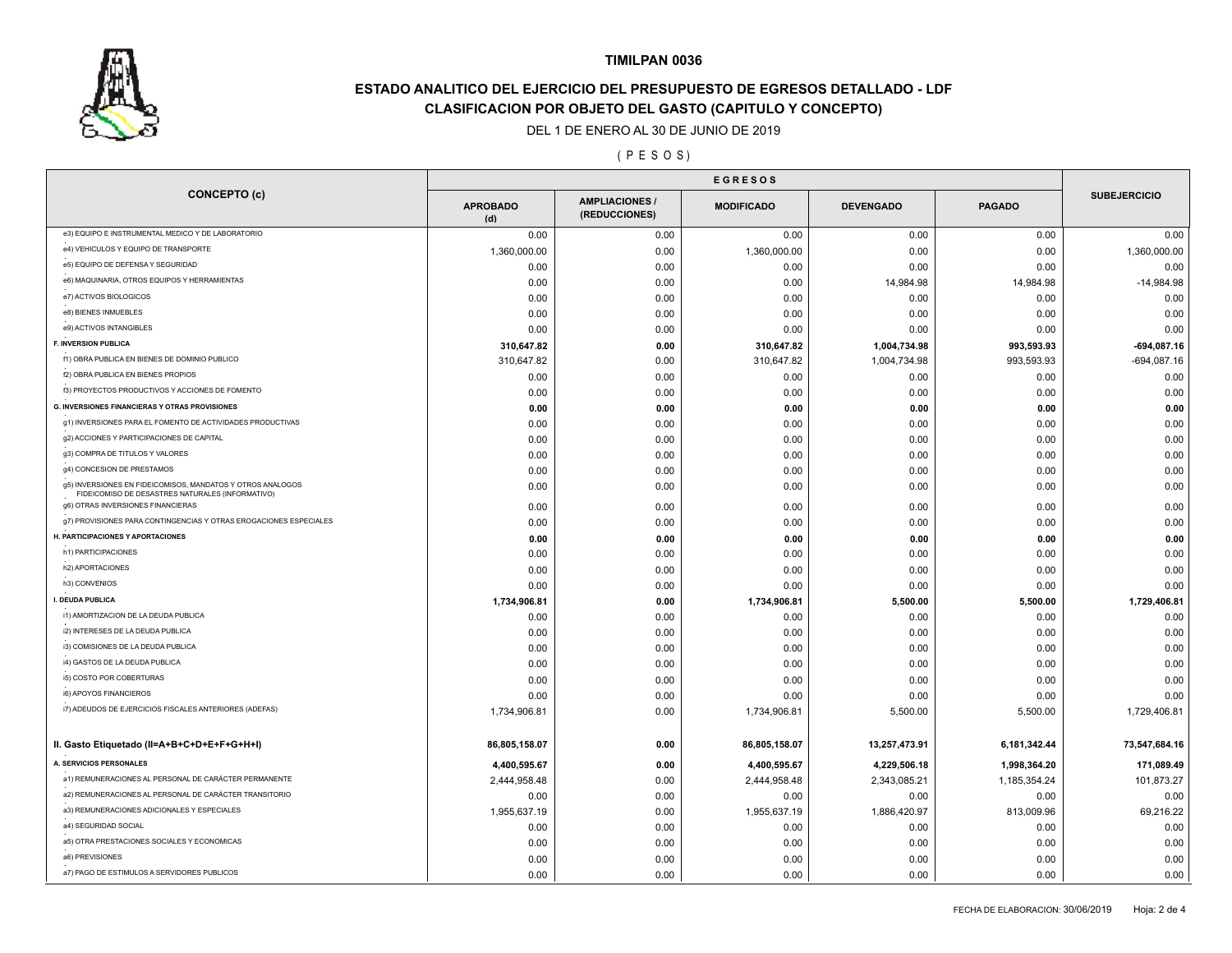# TIMILPAN 0036

## ESTADO ANALITICO DEL EJERCICIO DEL PRESUPUESTO DE EGRESOS DETALLADO - LDF

## CLASIFICACION POR OBJETO DEL GASTO (CAPITULO Y CONCEPTO)

DEL 1 DE ENERO AL 30 DE JUNIO DE 2019

( P E S O S )

| CONCEPTO (c) | EGRESOS | | | | | SUBEJERCICIO |
|---|---|---|---|---|---|---|
| | APROBADO (d) | AMPLIACIONES / (REDUCCIONES) | MODIFICADO | DEVENGADO | PAGADO | |
| e3) EQUIPO E INSTRUMENTAL MEDICO Y DE LABORATORIO | 0.00 | 0.00 | 0.00 | 0.00 | 0.00 | 0.00 |
| e4) VEHICULOS Y EQUIPO DE TRANSPORTE | 1,360,000.00 | 0.00 | 1,360,000.00 | 0.00 | 0.00 | 1,360,000.00 |
| e5) EQUIPO DE DEFENSA Y SEGURIDAD | 0.00 | 0.00 | 0.00 | 0.00 | 0.00 | 0.00 |
| e6) MAQUINARIA, OTROS EQUIPOS Y HERRAMIENTAS | 0.00 | 0.00 | 0.00 | 14,984.98 | 14,984.98 | -14,984.98 |
| e7) ACTIVOS BIOLOGICOS | 0.00 | 0.00 | 0.00 | 0.00 | 0.00 | 0.00 |
| e8) BIENES INMUEBLES | 0.00 | 0.00 | 0.00 | 0.00 | 0.00 | 0.00 |
| e9) ACTIVOS INTANGIBLES | 0.00 | 0.00 | 0.00 | 0.00 | 0.00 | 0.00 |
| **F. INVERSION PUBLICA** | **310,647.82** | **0.00** | **310,647.82** | **1,004,734.98** | **993,593.93** | **-694,087.16** |
| f1) OBRA PUBLICA EN BIENES DE DOMINIO PUBLICO | 310,647.82 | 0.00 | 310,647.82 | 1,004,734.98 | 993,593.93 | -694,087.16 |
| f2) OBRA PUBLICA EN BIENES PROPIOS | 0.00 | 0.00 | 0.00 | 0.00 | 0.00 | 0.00 |
| f3) PROYECTOS PRODUCTIVOS Y ACCIONES DE FOMENTO | 0.00 | 0.00 | 0.00 | 0.00 | 0.00 | 0.00 |
| **G. INVERSIONES FINANCIERAS Y OTRAS PROVISIONES** | **0.00** | **0.00** | **0.00** | **0.00** | **0.00** | **0.00** |
| g1) INVERSIONES PARA EL FOMENTO DE ACTIVIDADES PRODUCTIVAS | 0.00 | 0.00 | 0.00 | 0.00 | 0.00 | 0.00 |
| g2) ACCIONES Y PARTICIPACIONES DE CAPITAL | 0.00 | 0.00 | 0.00 | 0.00 | 0.00 | 0.00 |
| g3) COMPRA DE TITULOS Y VALORES | 0.00 | 0.00 | 0.00 | 0.00 | 0.00 | 0.00 |
| g4) CONCESION DE PRESTAMOS | 0.00 | 0.00 | 0.00 | 0.00 | 0.00 | 0.00 |
| g5) INVERSIONES EN FIDEICOMISOS, MANDATOS Y OTROS ANALOGOS FIDEICOMISO DE DESASTRES NATURALES (INFORMATIVO) | 0.00 | 0.00 | 0.00 | 0.00 | 0.00 | 0.00 |
| g6) OTRAS INVERSIONES FINANCIERAS | 0.00 | 0.00 | 0.00 | 0.00 | 0.00 | 0.00 |
| g7) PROVISIONES PARA CONTINGENCIAS Y OTRAS EROGACIONES ESPECIALES | 0.00 | 0.00 | 0.00 | 0.00 | 0.00 | 0.00 |
| **H. PARTICIPACIONES Y APORTACIONES** | **0.00** | **0.00** | **0.00** | **0.00** | **0.00** | **0.00** |
| h1) PARTICIPACIONES | 0.00 | 0.00 | 0.00 | 0.00 | 0.00 | 0.00 |
| h2) APORTACIONES | 0.00 | 0.00 | 0.00 | 0.00 | 0.00 | 0.00 |
| h3) CONVENIOS | 0.00 | 0.00 | 0.00 | 0.00 | 0.00 | 0.00 |
| **I. DEUDA PUBLICA** | **1,734,906.81** | **0.00** | **1,734,906.81** | **5,500.00** | **5,500.00** | **1,729,406.81** |
| i1) AMORTIZACION DE LA DEUDA PUBLICA | 0.00 | 0.00 | 0.00 | 0.00 | 0.00 | 0.00 |
| i2) INTERESES DE LA DEUDA PUBLICA | 0.00 | 0.00 | 0.00 | 0.00 | 0.00 | 0.00 |
| i3) COMISIONES DE LA DEUDA PUBLICA | 0.00 | 0.00 | 0.00 | 0.00 | 0.00 | 0.00 |
| i4) GASTOS DE LA DEUDA PUBLICA | 0.00 | 0.00 | 0.00 | 0.00 | 0.00 | 0.00 |
| i5) COSTO POR COBERTURAS | 0.00 | 0.00 | 0.00 | 0.00 | 0.00 | 0.00 |
| i6) APOYOS FINANCIEROS | 0.00 | 0.00 | 0.00 | 0.00 | 0.00 | 0.00 |
| i7) ADEUDOS DE EJERCICIOS FISCALES ANTERIORES (ADEFAS) | 1,734,906.81 | 0.00 | 1,734,906.81 | 5,500.00 | 5,500.00 | 1,729,406.81 |
| **II. Gasto Etiquetado (II=A+B+C+D+E+F+G+H+I)** | **86,805,158.07** | **0.00** | **86,805,158.07** | **13,257,473.91** | **6,181,342.44** | **73,547,684.16** |
| **A. SERVICIOS PERSONALES** | **4,400,595.67** | **0.00** | **4,400,595.67** | **4,229,506.18** | **1,998,364.20** | **171,089.49** |
| a1) REMUNERACIONES AL PERSONAL DE CARÁCTER PERMANENTE | 2,444,958.48 | 0.00 | 2,444,958.48 | 2,343,085.21 | 1,185,354.24 | 101,873.27 |
| a2) REMUNERACIONES AL PERSONAL DE CARÁCTER TRANSITORIO | 0.00 | 0.00 | 0.00 | 0.00 | 0.00 | 0.00 |
| a3) REMUNERACIONES ADICIONALES Y ESPECIALES | 1,955,637.19 | 0.00 | 1,955,637.19 | 1,886,420.97 | 813,009.96 | 69,216.22 |
| a4) SEGURIDAD SOCIAL | 0.00 | 0.00 | 0.00 | 0.00 | 0.00 | 0.00 |
| a5) OTRA PRESTACIONES SOCIALES Y ECONOMICAS | 0.00 | 0.00 | 0.00 | 0.00 | 0.00 | 0.00 |
| a6) PREVISIONES | 0.00 | 0.00 | 0.00 | 0.00 | 0.00 | 0.00 |
| a7) PAGO DE ESTIMULOS A SERVIDORES PUBLICOS | 0.00 | 0.00 | 0.00 | 0.00 | 0.00 | 0.00 |

FECHA DE ELABORACION: 30/06/2019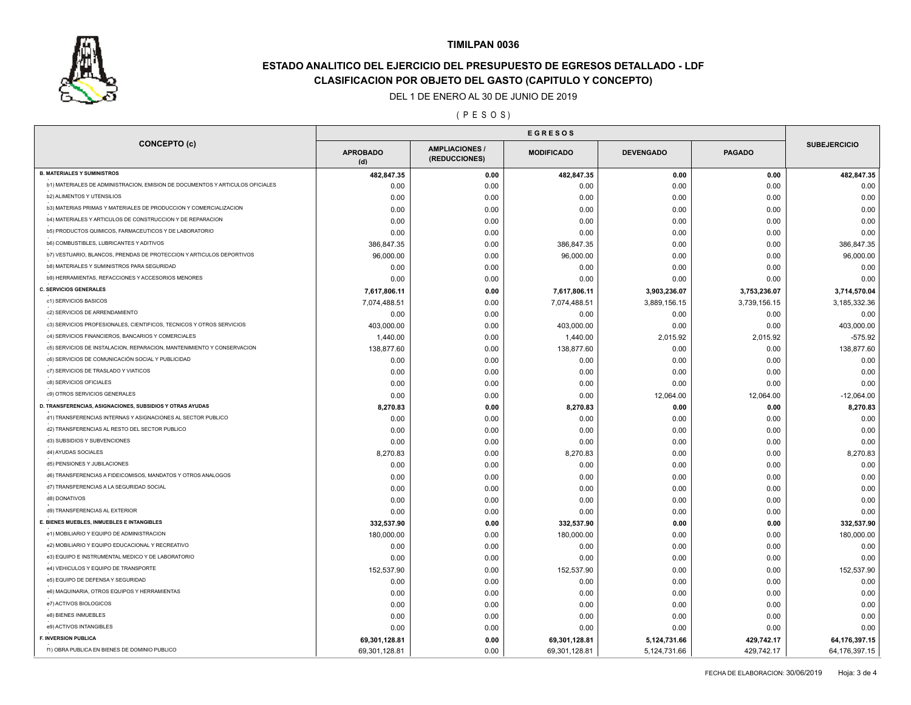# TIMILPAN 0036

## ESTADO ANALITICO DEL EJERCICIO DEL PRESUPUESTO DE EGRESOS DETALLADO - LDF

## CLASIFICACION POR OBJETO DEL GASTO (CAPITULO Y CONCEPTO)

DEL 1 DE ENERO AL 30 DE JUNIO DE 2019

( P E S O S )

| CONCEPTO (c) | EGRESOS | | | | | SUBEJERCICIO |
|---|---|---|---|---|---|---|
| | APROBADO (d) | AMPLIACIONES / (REDUCCIONES) | MODIFICADO | DEVENGADO | PAGADO | |
| **B. MATERIALES Y SUMINISTROS** | **482,847.35** | **0.00** | **482,847.35** | **0.00** | **0.00** | **482,847.35** |
| b1) MATERIALES DE ADMINISTRACION, EMISION DE DOCUMENTOS Y ARTICULOS OFICIALES | 0.00 | 0.00 | 0.00 | 0.00 | 0.00 | 0.00 |
| b2) ALIMENTOS Y UTENSILIOS | 0.00 | 0.00 | 0.00 | 0.00 | 0.00 | 0.00 |
| b3) MATERIAS PRIMAS Y MATERIALES DE PRODUCCION Y COMERCIALIZACION | 0.00 | 0.00 | 0.00 | 0.00 | 0.00 | 0.00 |
| b4) MATERIALES Y ARTICULOS DE CONSTRUCCION Y DE REPARACION | 0.00 | 0.00 | 0.00 | 0.00 | 0.00 | 0.00 |
| b5) PRODUCTOS QUIMICOS, FARMACEUTICOS Y DE LABORATORIO | 0.00 | 0.00 | 0.00 | 0.00 | 0.00 | 0.00 |
| b6) COMBUSTIBLES, LUBRICANTES Y ADITIVOS | 386,847.35 | 0.00 | 386,847.35 | 0.00 | 0.00 | 386,847.35 |
| b7) VESTUARIO, BLANCOS, PRENDAS DE PROTECCION Y ARTICULOS DEPORTIVOS | 96,000.00 | 0.00 | 96,000.00 | 0.00 | 0.00 | 96,000.00 |
| b8) MATERIALES Y SUMINISTROS PARA SEGURIDAD | 0.00 | 0.00 | 0.00 | 0.00 | 0.00 | 0.00 |
| b9) HERRAMIENTAS, REFACCIONES Y ACCESORIOS MENORES | 0.00 | 0.00 | 0.00 | 0.00 | 0.00 | 0.00 |
| **C. SERVICIOS GENERALES** | **7,617,806.11** | **0.00** | **7,617,806.11** | **3,903,236.07** | **3,753,236.07** | **3,714,570.04** |
| c1) SERVICIOS BASICOS | 7,074,488.51 | 0.00 | 7,074,488.51 | 3,889,156.15 | 3,739,156.15 | 3,185,332.36 |
| c2) SERVICIOS DE ARRENDAMIENTO | 0.00 | 0.00 | 0.00 | 0.00 | 0.00 | 0.00 |
| c3) SERVICIOS PROFESIONALES, CIENTIFICOS, TECNICOS Y OTROS SERVICIOS | 403,000.00 | 0.00 | 403,000.00 | 0.00 | 0.00 | 403,000.00 |
| c4) SERVICIOS FINANCIEROS, BANCARIOS Y COMERCIALES | 1,440.00 | 0.00 | 1,440.00 | 2,015.92 | 2,015.92 | -575.92 |
| c5) SERVICIOS DE INSTALACION, REPARACION, MANTENIMIENTO Y CONSERVACION | 138,877.60 | 0.00 | 138,877.60 | 0.00 | 0.00 | 138,877.60 |
| c6) SERVICIOS DE COMUNICACIÓN SOCIAL Y PUBLICIDAD | 0.00 | 0.00 | 0.00 | 0.00 | 0.00 | 0.00 |
| c7) SERVICIOS DE TRASLADO Y VIATICOS | 0.00 | 0.00 | 0.00 | 0.00 | 0.00 | 0.00 |
| c8) SERVICIOS OFICIALES | 0.00 | 0.00 | 0.00 | 0.00 | 0.00 | 0.00 |
| c9) OTROS SERVICIOS GENERALES | 0.00 | 0.00 | 0.00 | 12,064.00 | 12,064.00 | -12,064.00 |
| **D. TRANSFERENCIAS, ASIGNACIONES, SUBSIDIOS Y OTRAS AYUDAS** | **8,270.83** | **0.00** | **8,270.83** | **0.00** | **0.00** | **8,270.83** |
| d1) TRANSFERENCIAS INTERNAS Y ASIGNACIONES AL SECTOR PUBLICO | 0.00 | 0.00 | 0.00 | 0.00 | 0.00 | 0.00 |
| d2) TRANSFERENCIAS AL RESTO DEL SECTOR PUBLICO | 0.00 | 0.00 | 0.00 | 0.00 | 0.00 | 0.00 |
| d3) SUBSIDIOS Y SUBVENCIONES | 0.00 | 0.00 | 0.00 | 0.00 | 0.00 | 0.00 |
| d4) AYUDAS SOCIALES | 8,270.83 | 0.00 | 8,270.83 | 0.00 | 0.00 | 8,270.83 |
| d5) PENSIONES Y JUBILACIONES | 0.00 | 0.00 | 0.00 | 0.00 | 0.00 | 0.00 |
| d6) TRANSFERENCIAS A FIDEICOMISOS, MANDATOS Y OTROS ANALOGOS | 0.00 | 0.00 | 0.00 | 0.00 | 0.00 | 0.00 |
| d7) TRANSFERENCIAS A LA SEGURIDAD SOCIAL | 0.00 | 0.00 | 0.00 | 0.00 | 0.00 | 0.00 |
| d8) DONATIVOS | 0.00 | 0.00 | 0.00 | 0.00 | 0.00 | 0.00 |
| d9) TRANSFERENCIAS AL EXTERIOR | 0.00 | 0.00 | 0.00 | 0.00 | 0.00 | 0.00 |
| **E. BIENES MUEBLES, INMUEBLES E INTANGIBLES** | **332,537.90** | **0.00** | **332,537.90** | **0.00** | **0.00** | **332,537.90** |
| e1) MOBILIARIO Y EQUIPO DE ADMINISTRACION | 180,000.00 | 0.00 | 180,000.00 | 0.00 | 0.00 | 180,000.00 |
| e2) MOBILIARIO Y EQUIPO EDUCACIONAL Y RECREATIVO | 0.00 | 0.00 | 0.00 | 0.00 | 0.00 | 0.00 |
| e3) EQUIPO E INSTRUMENTAL MEDICO Y DE LABORATORIO | 0.00 | 0.00 | 0.00 | 0.00 | 0.00 | 0.00 |
| e4) VEHICULOS Y EQUIPO DE TRANSPORTE | 152,537.90 | 0.00 | 152,537.90 | 0.00 | 0.00 | 152,537.90 |
| e5) EQUIPO DE DEFENSA Y SEGURIDAD | 0.00 | 0.00 | 0.00 | 0.00 | 0.00 | 0.00 |
| e6) MAQUINARIA, OTROS EQUIPOS Y HERRAMIENTAS | 0.00 | 0.00 | 0.00 | 0.00 | 0.00 | 0.00 |
| e7) ACTIVOS BIOLOGICOS | 0.00 | 0.00 | 0.00 | 0.00 | 0.00 | 0.00 |
| e8) BIENES INMUEBLES | 0.00 | 0.00 | 0.00 | 0.00 | 0.00 | 0.00 |
| e9) ACTIVOS INTANGIBLES | 0.00 | 0.00 | 0.00 | 0.00 | 0.00 | 0.00 |
| **F. INVERSION PUBLICA** | **69,301,128.81** | **0.00** | **69,301,128.81** | **5,124,731.66** | **429,742.17** | **64,176,397.15** |
| f1) OBRA PUBLICA EN BIENES DE DOMINIO PUBLICO | 69,301,128.81 | 0.00 | 69,301,128.81 | 5,124,731.66 | 429,742.17 | 64,176,397.15 |

FECHA DE ELABORACION: 30/06/2019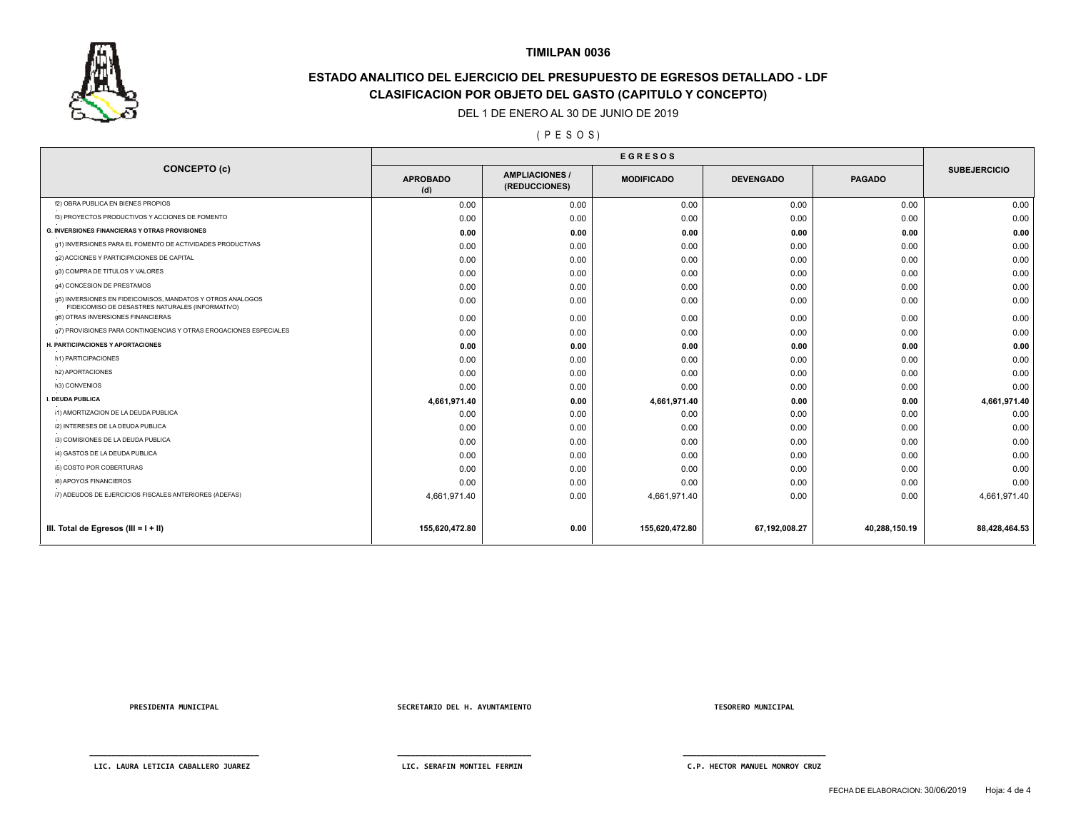# TIMILPAN 0036

## ESTADO ANALITICO DEL EJERCICIO DEL PRESUPUESTO DE EGRESOS DETALLADO - LDF
## CLASIFICACION POR OBJETO DEL GASTO (CAPITULO Y CONCEPTO)

DEL 1 DE ENERO AL 30 DE JUNIO DE 2019

( P E S O S )

| CONCEPTO (c) | EGRESOS | | | | | SUBEJERCICIO |
|---|---|---|---|---|---|---|
| | APROBADO (d) | AMPLIACIONES / (REDUCCIONES) | MODIFICADO | DEVENGADO | PAGADO | |
| f2) OBRA PUBLICA EN BIENES PROPIOS | 0.00 | 0.00 | 0.00 | 0.00 | 0.00 | 0.00 |
| f3) PROYECTOS PRODUCTIVOS Y ACCIONES DE FOMENTO | 0.00 | 0.00 | 0.00 | 0.00 | 0.00 | 0.00 |
| **G. INVERSIONES FINANCIERAS Y OTRAS PROVISIONES** | **0.00** | **0.00** | **0.00** | **0.00** | **0.00** | **0.00** |
| g1) INVERSIONES PARA EL FOMENTO DE ACTIVIDADES PRODUCTIVAS | 0.00 | 0.00 | 0.00 | 0.00 | 0.00 | 0.00 |
| g2) ACCIONES Y PARTICIPACIONES DE CAPITAL | 0.00 | 0.00 | 0.00 | 0.00 | 0.00 | 0.00 |
| g3) COMPRA DE TITULOS Y VALORES | 0.00 | 0.00 | 0.00 | 0.00 | 0.00 | 0.00 |
| g4) CONCESION DE PRESTAMOS | 0.00 | 0.00 | 0.00 | 0.00 | 0.00 | 0.00 |
| g5) INVERSIONES EN FIDEICOMISOS, MANDATOS Y OTROS ANALOGOS FIDEICOMISO DE DESASTRES NATURALES (INFORMATIVO) | 0.00 | 0.00 | 0.00 | 0.00 | 0.00 | 0.00 |
| g6) OTRAS INVERSIONES FINANCIERAS | 0.00 | 0.00 | 0.00 | 0.00 | 0.00 | 0.00 |
| g7) PROVISIONES PARA CONTINGENCIAS Y OTRAS EROGACIONES ESPECIALES | 0.00 | 0.00 | 0.00 | 0.00 | 0.00 | 0.00 |
| **H. PARTICIPACIONES Y APORTACIONES** | **0.00** | **0.00** | **0.00** | **0.00** | **0.00** | **0.00** |
| h1) PARTICIPACIONES | 0.00 | 0.00 | 0.00 | 0.00 | 0.00 | 0.00 |
| h2) APORTACIONES | 0.00 | 0.00 | 0.00 | 0.00 | 0.00 | 0.00 |
| h3) CONVENIOS | 0.00 | 0.00 | 0.00 | 0.00 | 0.00 | 0.00 |
| **I. DEUDA PUBLICA** | **4,661,971.40** | **0.00** | **4,661,971.40** | **0.00** | **0.00** | **4,661,971.40** |
| i1) AMORTIZACION DE LA DEUDA PUBLICA | 0.00 | 0.00 | 0.00 | 0.00 | 0.00 | 0.00 |
| i2) INTERESES DE LA DEUDA PUBLICA | 0.00 | 0.00 | 0.00 | 0.00 | 0.00 | 0.00 |
| i3) COMISIONES DE LA DEUDA PUBLICA | 0.00 | 0.00 | 0.00 | 0.00 | 0.00 | 0.00 |
| i4) GASTOS DE LA DEUDA PUBLICA | 0.00 | 0.00 | 0.00 | 0.00 | 0.00 | 0.00 |
| i5) COSTO POR COBERTURAS | 0.00 | 0.00 | 0.00 | 0.00 | 0.00 | 0.00 |
| i6) APOYOS FINANCIEROS | 0.00 | 0.00 | 0.00 | 0.00 | 0.00 | 0.00 |
| i7) ADEUDOS DE EJERCICIOS FISCALES ANTERIORES (ADEFAS) | 4,661,971.40 | 0.00 | 4,661,971.40 | 0.00 | 0.00 | 4,661,971.40 |
| **III. Total de Egresos (III = I + II)** | **155,620,472.80** | **0.00** | **155,620,472.80** | **67,192,008.27** | **40,288,150.19** | **88,428,464.53** |

**PRESIDENTA MUNICIPAL**

______________________________

**LIC. LAURA LETICIA CABALLERO JUAREZ**

**SECRETARIO DEL H. AYUNTAMIENTO**

______________________________

**LIC. SERAFIN MONTIEL FERMIN**

**TESORERO MUNICIPAL**

______________________________

**C.P. HECTOR MANUEL MONROY CRUZ**

FECHA DE ELABORACION: 30/06/2019